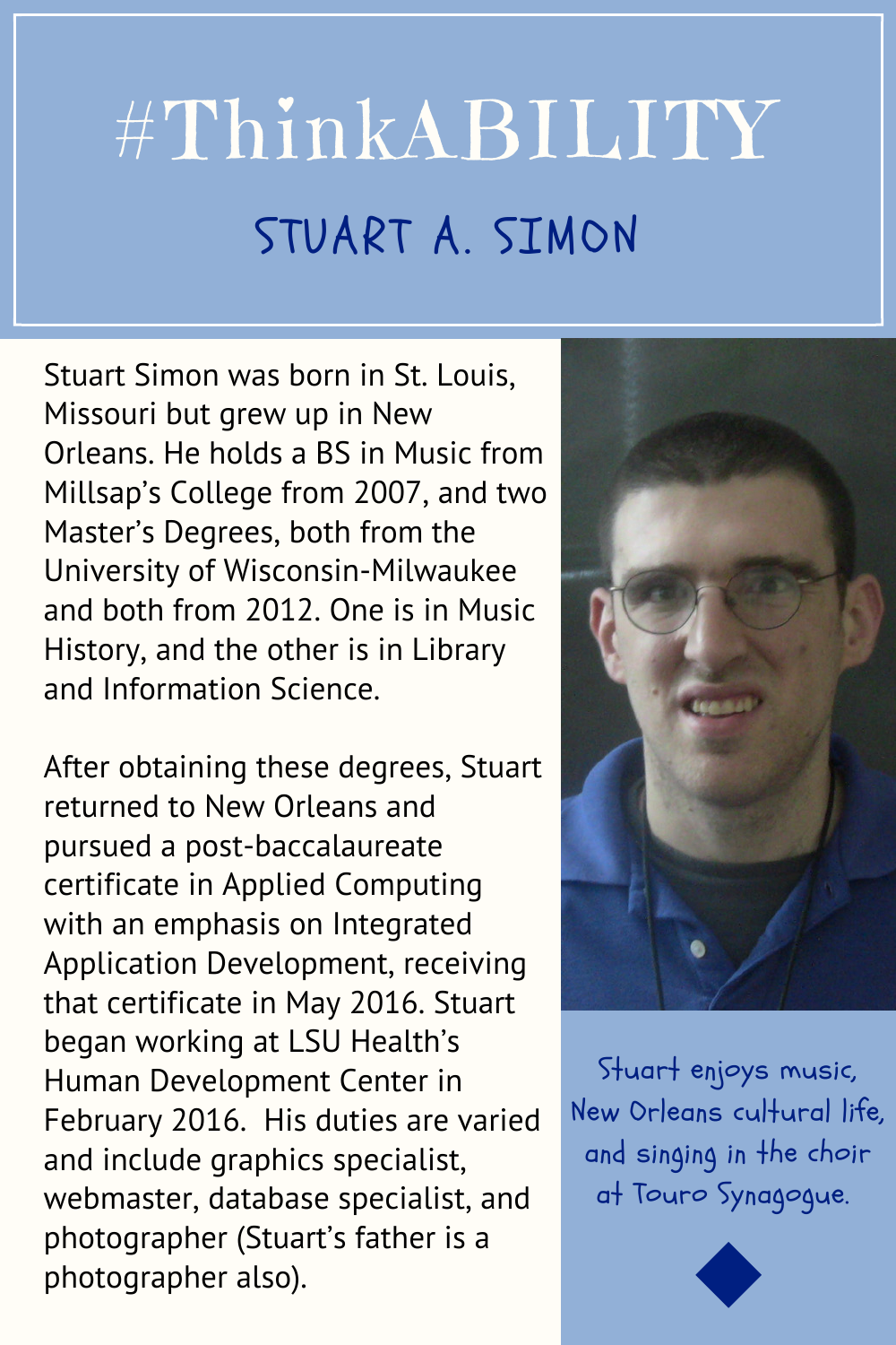# #ThinkABILITY

## STUART A. SIMON

Stuart Simon was born in St. Louis, Missouri but grew up in New Orleans. He holds a BS in Music from Millsap's College from 2007, and two Master's Degrees, both from the University of Wisconsin-Milwaukee and both from 2012. One is in Music History, and the other is in Library and Information Science.

After obtaining these degrees, Stuart returned to New Orleans and pursued a post-baccalaureate certificate in Applied Computing with an emphasis on Integrated Application Development, receiving that certificate in May 2016. Stuart began working at LSU Health's Human Development Center in February 2016. His duties are varied and include graphics specialist, webmaster, database specialist, and photographer (Stuart's father is a photographer also).

Stuart enjoys music, New Orleans cultural life, and singing in the choir at Touro Synagogue.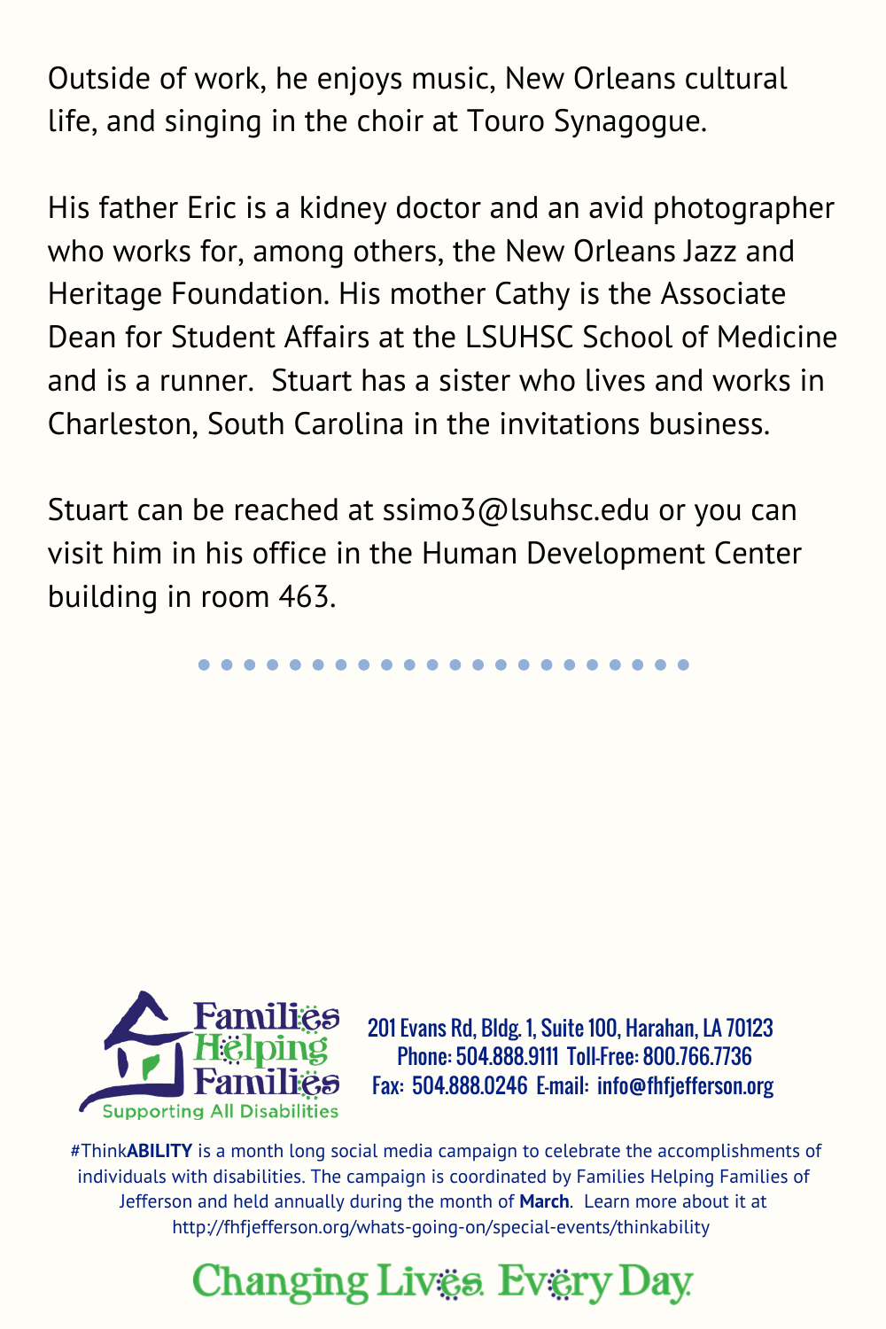Outside of work, he enjoys music, New Orleans cultural life, and singing in the choir at Touro Synagogue.

His father Eric is a kidney doctor and an avid photographer who works for, among others, the New Orleans Jazz and Heritage Foundation. His mother Cathy is the Associate Dean for Student Affairs at the LSUHSC School of Medicine and is a runner. Stuart has a sister who lives and works in Charleston, South Carolina in the invitations business.

Stuart can be reached at ssimo3@lsuhsc.edu or you can visit him in his office in the Human Development Center building in room 463.

Families Helping Families
Supporting All Disabilities

201 Evans Rd, Bldg. 1, Suite 100, Harahan, LA 70123
Phone: 504.888.9111 Toll-Free: 800.766.7736
Fax: 504.888.0246 E-mail: info@fhfjefferson.org

#Think**ABILITY** is a month long social media campaign to celebrate the accomplishments of individuals with disabilities. The campaign is coordinated by Families Helping Families of Jefferson and held annually during the month of **March**. Learn more about it at http://fhfjefferson.org/whats-going-on/special-events/thinkability

Changing Lives Every Day